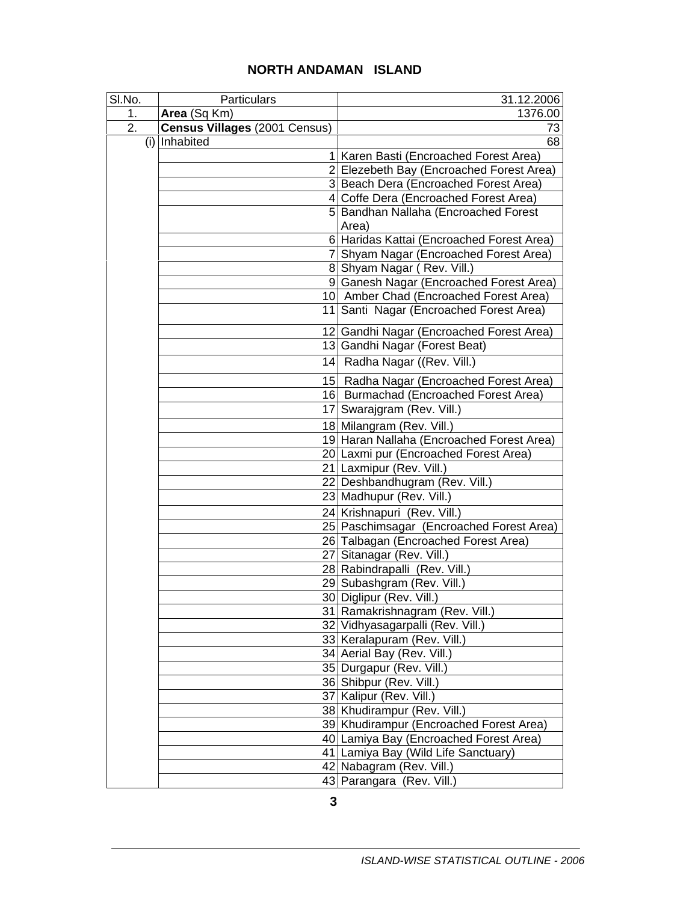## NORTH ANDAMAN ISLAND

| Sl.No. | Particulars | 31.12.2006 |
|---|---|---|
| 1. | **Area** (Sq Km) | 1376.00 |
| 2. | **Census Villages** (2001 Census) | 73 |
| (i) | Inhabited | 68 |
| | 1 | Karen Basti (Encroached Forest Area) |
| | 2 | Elezebeth Bay (Encroached Forest Area) |
| | 3 | Beach Dera (Encroached Forest Area) |
| | 4 | Coffe Dera (Encroached Forest Area) |
| | 5 | Bandhan Nallaha (Encroached Forest Area) |
| | 6 | Haridas Kattai (Encroached Forest Area) |
| | 7 | Shyam Nagar (Encroached Forest Area) |
| | 8 | Shyam Nagar ( Rev. Vill.) |
| | 9 | Ganesh Nagar (Encroached Forest Area) |
| | 10 | Amber Chad (Encroached Forest Area) |
| | 11 | Santi Nagar (Encroached Forest Area) |
| | 12 | Gandhi Nagar (Encroached Forest Area) |
| | 13 | Gandhi Nagar (Forest Beat) |
| | 14 | Radha Nagar ((Rev. Vill.) |
| | 15 | Radha Nagar (Encroached Forest Area) |
| | 16 | Burmachad (Encroached Forest Area) |
| | 17 | Swarajgram (Rev. Vill.) |
| | 18 | Milangram (Rev. Vill.) |
| | 19 | Haran Nallaha (Encroached Forest Area) |
| | 20 | Laxmi pur (Encroached Forest Area) |
| | 21 | Laxmipur (Rev. Vill.) |
| | 22 | Deshbandhugram (Rev. Vill.) |
| | 23 | Madhupur (Rev. Vill.) |
| | 24 | Krishnapuri (Rev. Vill.) |
| | 25 | Paschimsagar (Encroached Forest Area) |
| | 26 | Talbagan (Encroached Forest Area) |
| | 27 | Sitanagar (Rev. Vill.) |
| | 28 | Rabindrapalli (Rev. Vill.) |
| | 29 | Subashgram (Rev. Vill.) |
| | 30 | Diglipur (Rev. Vill.) |
| | 31 | Ramakrishnagram (Rev. Vill.) |
| | 32 | Vidhyasagarpalli (Rev. Vill.) |
| | 33 | Keralapuram (Rev. Vill.) |
| | 34 | Aerial Bay (Rev. Vill.) |
| | 35 | Durgapur (Rev. Vill.) |
| | 36 | Shibpur (Rev. Vill.) |
| | 37 | Kalipur (Rev. Vill.) |
| | 38 | Khudirampur (Rev. Vill.) |
| | 39 | Khudirampur (Encroached Forest Area) |
| | 40 | Lamiya Bay (Encroached Forest Area) |
| | 41 | Lamiya Bay (Wild Life Sanctuary) |
| | 42 | Nabagram (Rev. Vill.) |
| | 43 | Parangara (Rev. Vill.) |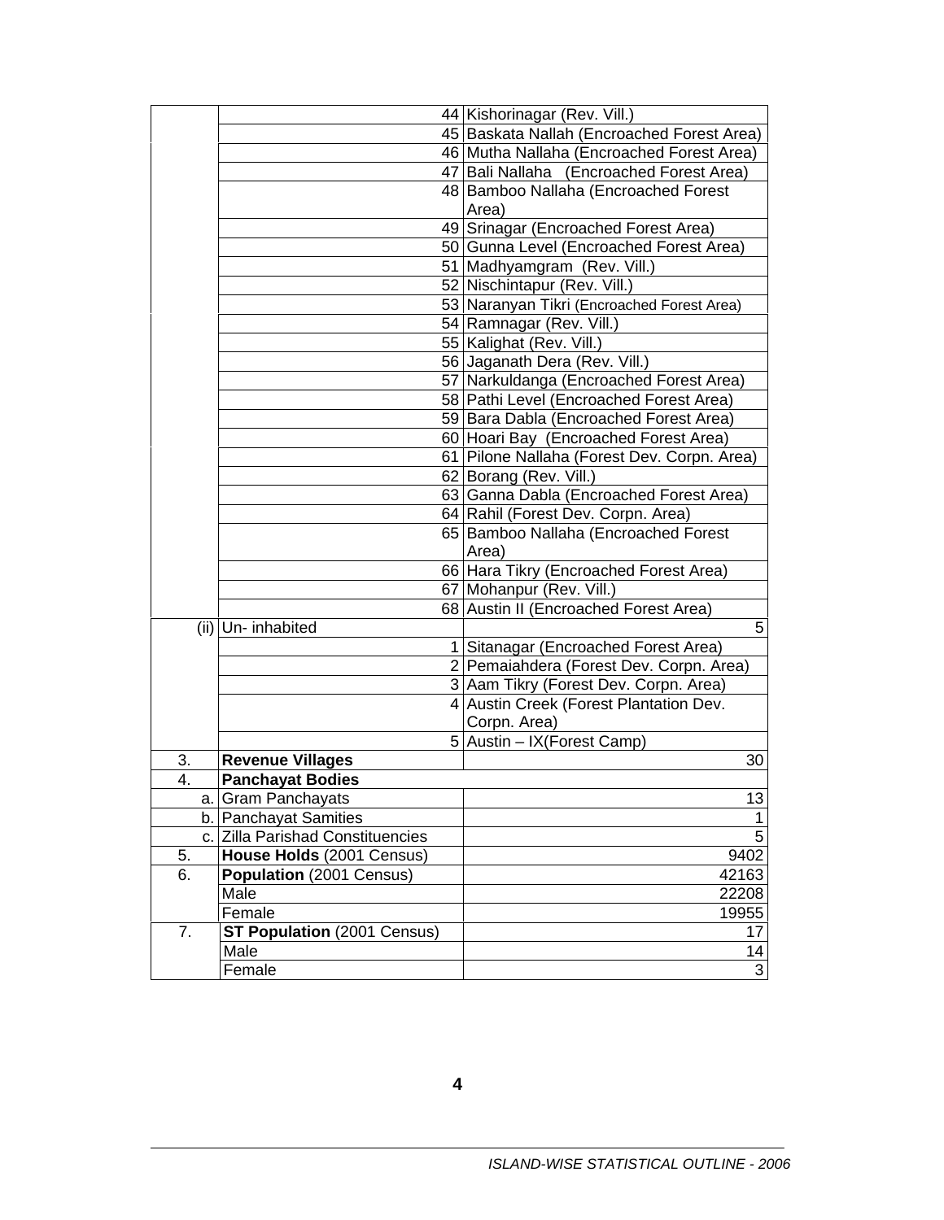| | | |
|---|---|---|
| | 44 | Kishorinagar (Rev. Vill.) |
| | 45 | Baskata Nallah (Encroached Forest Area) |
| | 46 | Mutha Nallaha (Encroached Forest Area) |
| | 47 | Bali Nallaha (Encroached Forest Area) |
| | 48 | Bamboo Nallaha (Encroached Forest Area) |
| | 49 | Srinagar (Encroached Forest Area) |
| | 50 | Gunna Level (Encroached Forest Area) |
| | 51 | Madhyamgram (Rev. Vill.) |
| | 52 | Nischintapur (Rev. Vill.) |
| | 53 | Naranyan Tikri (Encroached Forest Area) |
| | 54 | Ramnagar (Rev. Vill.) |
| | 55 | Kalighat (Rev. Vill.) |
| | 56 | Jaganath Dera (Rev. Vill.) |
| | 57 | Narkuldanga (Encroached Forest Area) |
| | 58 | Pathi Level (Encroached Forest Area) |
| | 59 | Bara Dabla (Encroached Forest Area) |
| | 60 | Hoari Bay (Encroached Forest Area) |
| | 61 | Pilone Nallaha (Forest Dev. Corpn. Area) |
| | 62 | Borang (Rev. Vill.) |
| | 63 | Ganna Dabla (Encroached Forest Area) |
| | 64 | Rahil (Forest Dev. Corpn. Area) |
| | 65 | Bamboo Nallaha (Encroached Forest Area) |
| | 66 | Hara Tikry (Encroached Forest Area) |
| | 67 | Mohanpur (Rev. Vill.) |
| | 68 | Austin II (Encroached Forest Area) |
| (ii) | Un- inhabited | 5 |
| | 1 | Sitanagar (Encroached Forest Area) |
| | 2 | Pemaiahdera (Forest Dev. Corpn. Area) |
| | 3 | Aam Tikry (Forest Dev. Corpn. Area) |
| | 4 | Austin Creek (Forest Plantation Dev. Corpn. Area) |
| | 5 | Austin – IX(Forest Camp) |
| 3. | **Revenue Villages** | 30 |
| 4. | **Panchayat Bodies** | |
| a. | Gram Panchayats | 13 |
| b. | Panchayat Samities | 1 |
| c. | Zilla Parishad Constituencies | 5 |
| 5. | **House Holds** (2001 Census) | 9402 |
| 6. | **Population** (2001 Census) | 42163 |
| | Male | 22208 |
| | Female | 19955 |
| 7. | **ST Population** (2001 Census) | 17 |
| | Male | 14 |
| | Female | 3 |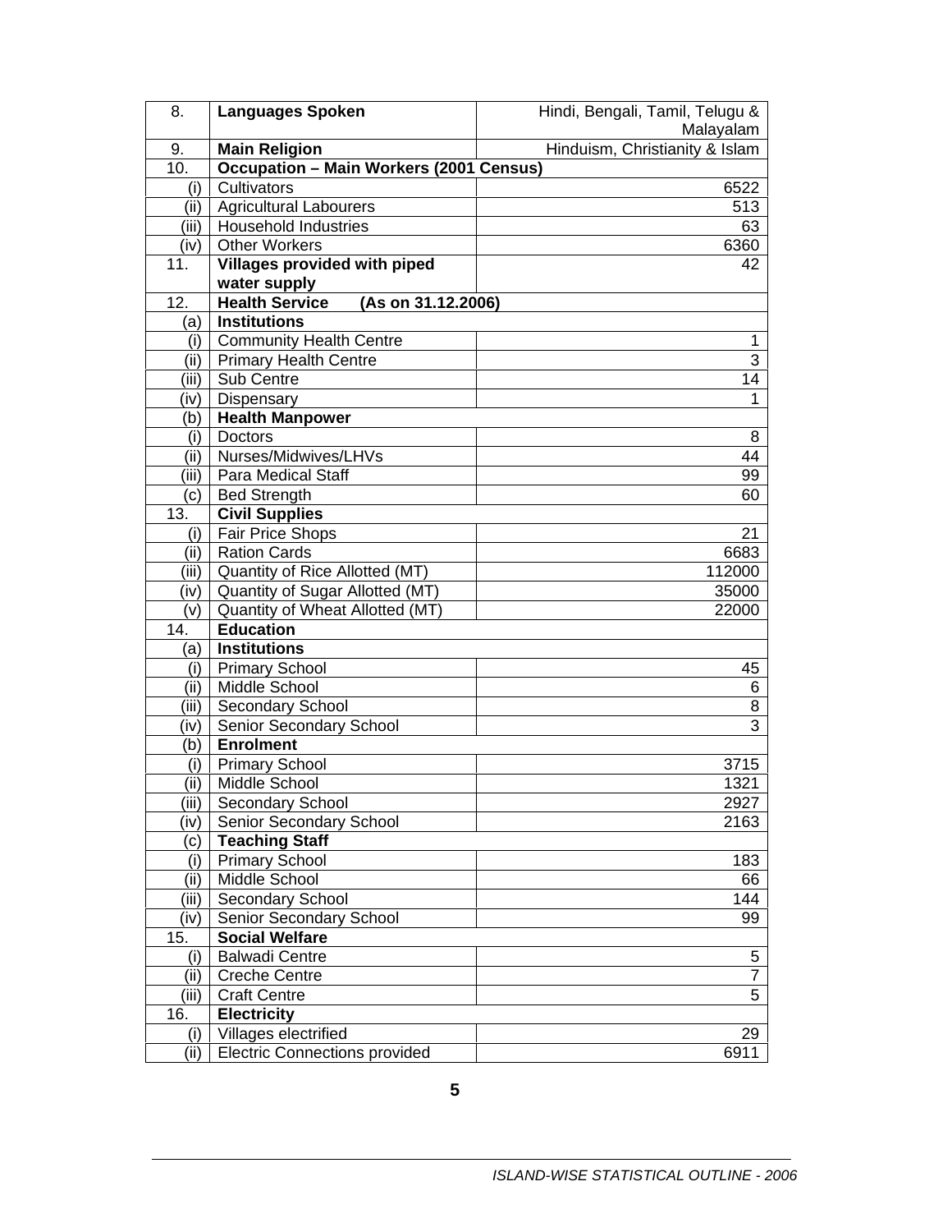| | | |
|---|---|---|
| 8. | **Languages Spoken** | Hindi, Bengali, Tamil, Telugu & Malayalam |
| 9. | **Main Religion** | Hinduism, Christianity & Islam |
| 10. | **Occupation – Main Workers (2001 Census)** | |
| (i) | Cultivators | 6522 |
| (ii) | Agricultural Labourers | 513 |
| (iii) | Household Industries | 63 |
| (iv) | Other Workers | 6360 |
| 11. | **Villages provided with piped water supply** | 42 |
| 12. | **Health Service (As on 31.12.2006)** | |
| (a) | **Institutions** | |
| (i) | Community Health Centre | 1 |
| (ii) | Primary Health Centre | 3 |
| (iii) | Sub Centre | 14 |
| (iv) | Dispensary | 1 |
| (b) | **Health Manpower** | |
| (i) | Doctors | 8 |
| (ii) | Nurses/Midwives/LHVs | 44 |
| (iii) | Para Medical Staff | 99 |
| (c) | Bed Strength | 60 |
| 13. | **Civil Supplies** | |
| (i) | Fair Price Shops | 21 |
| (ii) | Ration Cards | 6683 |
| (iii) | Quantity of Rice Allotted (MT) | 112000 |
| (iv) | Quantity of Sugar Allotted (MT) | 35000 |
| (v) | Quantity of Wheat Allotted (MT) | 22000 |
| 14. | **Education** | |
| (a) | **Institutions** | |
| (i) | Primary School | 45 |
| (ii) | Middle School | 6 |
| (iii) | Secondary School | 8 |
| (iv) | Senior Secondary School | 3 |
| (b) | **Enrolment** | |
| (i) | Primary School | 3715 |
| (ii) | Middle School | 1321 |
| (iii) | Secondary School | 2927 |
| (iv) | Senior Secondary School | 2163 |
| (c) | **Teaching Staff** | |
| (i) | Primary School | 183 |
| (ii) | Middle School | 66 |
| (iii) | Secondary School | 144 |
| (iv) | Senior Secondary School | 99 |
| 15. | **Social Welfare** | |
| (i) | Balwadi Centre | 5 |
| (ii) | Creche Centre | 7 |
| (iii) | Craft Centre | 5 |
| 16. | **Electricity** | |
| (i) | Villages electrified | 29 |
| (ii) | Electric Connections provided | 6911 |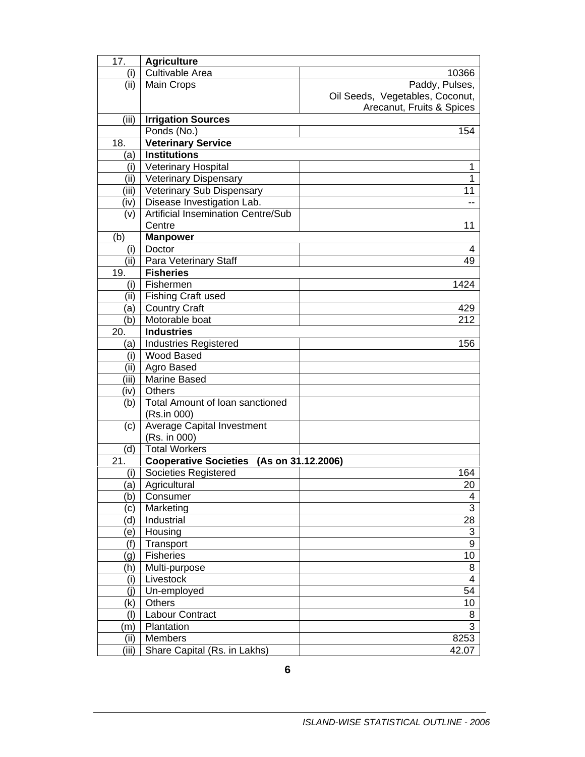| 17. | **Agriculture** | |
|---|---|---|
| (i) | Cultivable Area | 10366 |
| (ii) | Main Crops | Paddy, Pulses, Oil Seeds, Vegetables, Coconut, Arecanut, Fruits & Spices |
| (iii) | **Irrigation Sources** | |
| | Ponds (No.) | 154 |
| 18. | **Veterinary Service** | |
| (a) | **Institutions** | |
| (i) | Veterinary Hospital | 1 |
| (ii) | Veterinary Dispensary | 1 |
| (iii) | Veterinary Sub Dispensary | 11 |
| (iv) | Disease Investigation Lab. | -- |
| (v) | Artificial Insemination Centre/Sub Centre | 11 |
| (b) | **Manpower** | |
| (i) | Doctor | 4 |
| (ii) | Para Veterinary Staff | 49 |
| 19. | **Fisheries** | |
| (i) | Fishermen | 1424 |
| (ii) | Fishing Craft used | |
| (a) | Country Craft | 429 |
| (b) | Motorable boat | 212 |
| 20. | **Industries** | |
| (a) | Industries Registered | 156 |
| (i) | Wood Based | |
| (ii) | Agro Based | |
| (iii) | Marine Based | |
| (iv) | Others | |
| (b) | Total Amount of loan sanctioned (Rs.in 000) | |
| (c) | Average Capital Investment (Rs. in 000) | |
| (d) | Total Workers | |
| 21. | **Cooperative Societies (As on 31.12.2006)** | |
| (i) | Societies Registered | 164 |
| (a) | Agricultural | 20 |
| (b) | Consumer | 4 |
| (c) | Marketing | 3 |
| (d) | Industrial | 28 |
| (e) | Housing | 3 |
| (f) | Transport | 9 |
| (g) | Fisheries | 10 |
| (h) | Multi-purpose | 8 |
| (i) | Livestock | 4 |
| (j) | Un-employed | 54 |
| (k) | Others | 10 |
| (l) | Labour Contract | 8 |
| (m) | Plantation | 3 |
| (ii) | Members | 8253 |
| (iii) | Share Capital (Rs. in Lakhs) | 42.07 |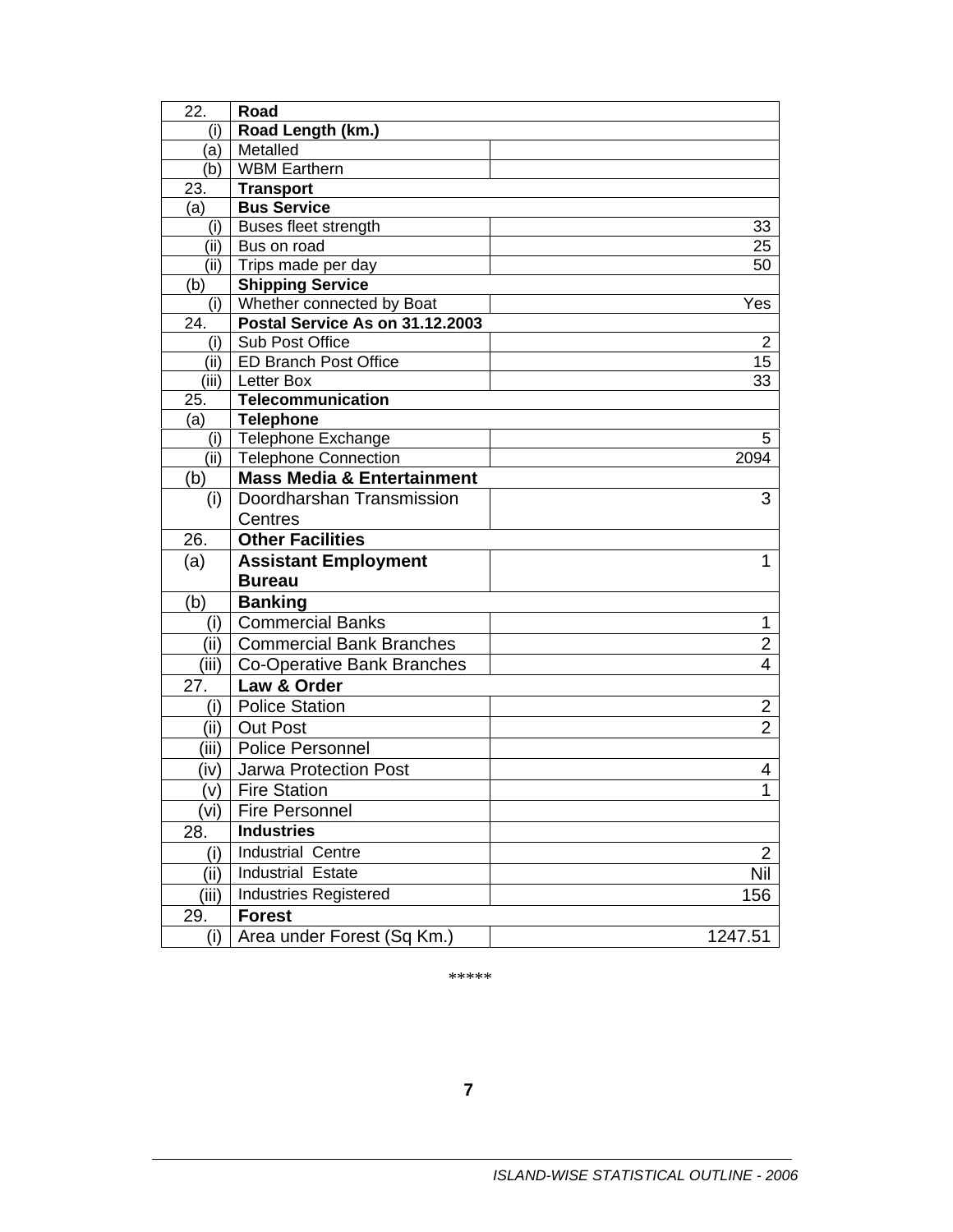| | | |
|---|---|---|
| 22. | **Road** | |
| (i) | **Road Length (km.)** | |
| (a) | Metalled | |
| (b) | WBM Earthern | |
| 23. | **Transport** | |
| (a) | **Bus Service** | |
| (i) | Buses fleet strength | 33 |
| (ii) | Bus on road | 25 |
| (ii) | Trips made per day | 50 |
| (b) | **Shipping Service** | |
| (i) | Whether connected by Boat | Yes |
| 24. | **Postal Service As on 31.12.2003** | |
| (i) | Sub Post Office | 2 |
| (ii) | ED Branch Post Office | 15 |
| (iii) | Letter Box | 33 |
| 25. | **Telecommunication** | |
| (a) | **Telephone** | |
| (i) | Telephone Exchange | 5 |
| (ii) | Telephone Connection | 2094 |
| (b) | **Mass Media & Entertainment** | |
| (i) | Doordharshan Transmission Centres | 3 |
| 26. | **Other Facilities** | |
| (a) | **Assistant Employment Bureau** | 1 |
| (b) | **Banking** | |
| (i) | Commercial Banks | 1 |
| (ii) | Commercial Bank Branches | 2 |
| (iii) | Co-Operative Bank Branches | 4 |
| 27. | **Law & Order** | |
| (i) | Police Station | 2 |
| (ii) | Out Post | 2 |
| (iii) | Police Personnel | |
| (iv) | Jarwa Protection Post | 4 |
| (v) | Fire Station | 1 |
| (vi) | Fire Personnel | |
| 28. | **Industries** | |
| (i) | Industrial Centre | 2 |
| (ii) | Industrial Estate | Nil |
| (iii) | Industries Registered | 156 |
| 29. | **Forest** | |
| (i) | Area under Forest (Sq Km.) | 1247.51 |

*****